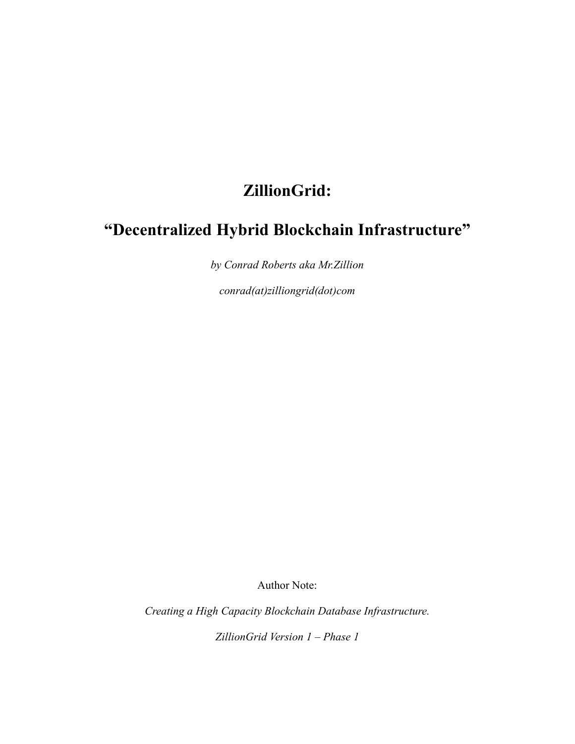# ZillionGrid:

## "Decentralized Hybrid Blockchain Infrastructure"

*by Conrad Roberts aka Mr.Zillion*

*conrad(at)zilliongrid(dot)com*

Author Note:

*Creating a High Capacity Blockchain Database Infrastructure.*

*ZillionGrid Version 1 – Phase 1*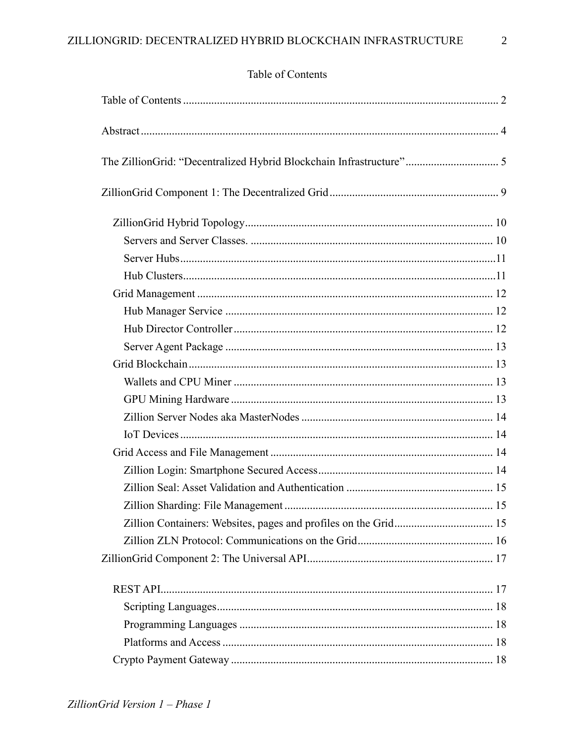Table of Contents

- Table of Contents ........ 2
- Abstract ........ 4
- The ZillionGrid: "Decentralized Hybrid Blockchain Infrastructure" ........ 5
- ZillionGrid Component 1: The Decentralized Grid ........ 9
  - ZillionGrid Hybrid Topology ........ 10
    - Servers and Server Classes. ........ 10
    - Server Hubs ........ 11
    - Hub Clusters ........ 11
  - Grid Management ........ 12
    - Hub Manager Service ........ 12
    - Hub Director Controller ........ 12
    - Server Agent Package ........ 13
  - Grid Blockchain ........ 13
    - Wallets and CPU Miner ........ 13
    - GPU Mining Hardware ........ 13
    - Zillion Server Nodes aka MasterNodes ........ 14
    - IoT Devices ........ 14
  - Grid Access and File Management ........ 14
    - Zillion Login: Smartphone Secured Access ........ 14
    - Zillion Seal: Asset Validation and Authentication ........ 15
    - Zillion Sharding: File Management ........ 15
    - Zillion Containers: Websites, pages and profiles on the Grid ........ 15
    - Zillion ZLN Protocol: Communications on the Grid ........ 16
- ZillionGrid Component 2: The Universal API ........ 17
  - REST API ........ 17
    - Scripting Languages ........ 18
    - Programming Languages ........ 18
    - Platforms and Access ........ 18
  - Crypto Payment Gateway ........ 18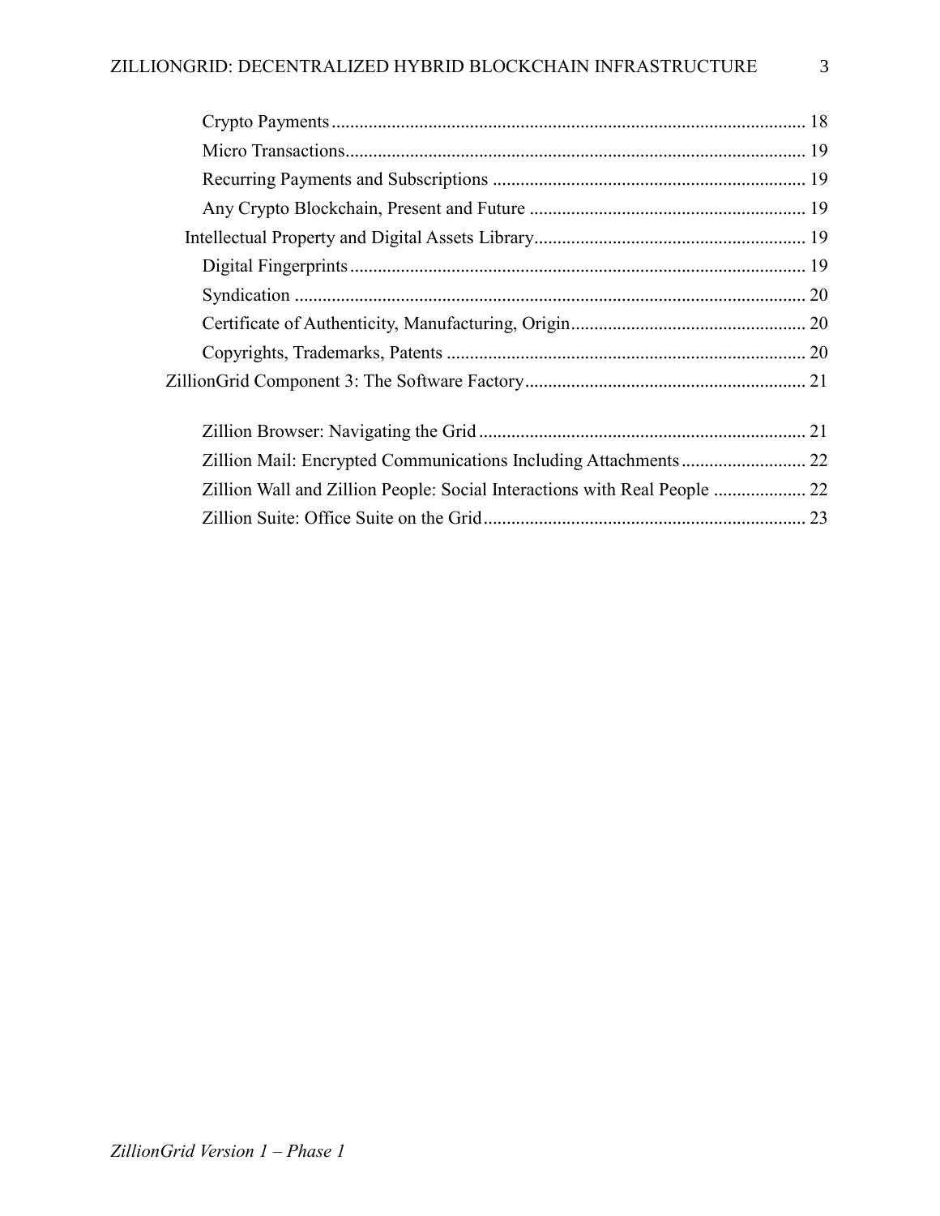- Crypto Payments ........ 18
- Micro Transactions ........ 19
- Recurring Payments and Subscriptions ........ 19
- Any Crypto Blockchain, Present and Future ........ 19

Intellectual Property and Digital Assets Library ........ 19

- Digital Fingerprints ........ 19
- Syndication ........ 20
- Certificate of Authenticity, Manufacturing, Origin ........ 20
- Copyrights, Trademarks, Patents ........ 20

ZillionGrid Component 3: The Software Factory ........ 21

- Zillion Browser: Navigating the Grid ........ 21
- Zillion Mail: Encrypted Communications Including Attachments ........ 22
- Zillion Wall and Zillion People: Social Interactions with Real People ........ 22
- Zillion Suite: Office Suite on the Grid ........ 23

*ZillionGrid Version 1 – Phase 1*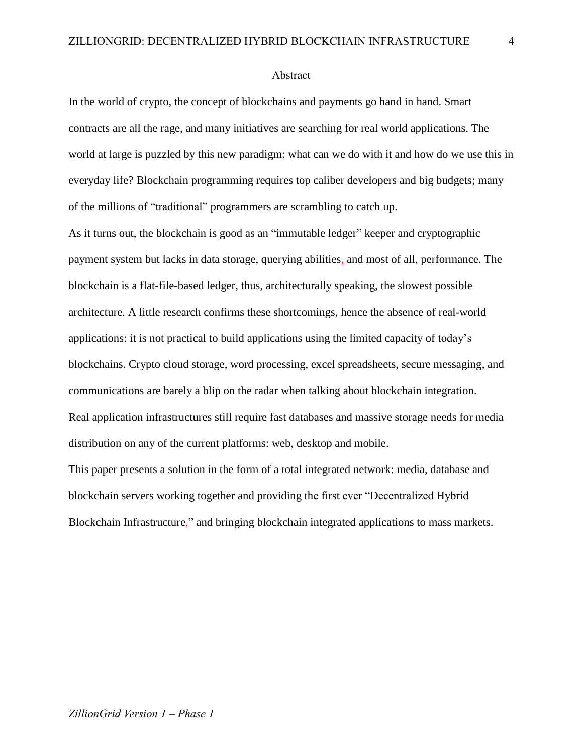# Abstract

In the world of crypto, the concept of blockchains and payments go hand in hand. Smart contracts are all the rage, and many initiatives are searching for real world applications. The world at large is puzzled by this new paradigm: what can we do with it and how do we use this in everyday life? Blockchain programming requires top caliber developers and big budgets; many of the millions of "traditional" programmers are scrambling to catch up.

As it turns out, the blockchain is good as an "immutable ledger" keeper and cryptographic payment system but lacks in data storage, querying abilities, and most of all, performance. The blockchain is a flat-file-based ledger, thus, architecturally speaking, the slowest possible architecture. A little research confirms these shortcomings, hence the absence of real-world applications: it is not practical to build applications using the limited capacity of today's blockchains. Crypto cloud storage, word processing, excel spreadsheets, secure messaging, and communications are barely a blip on the radar when talking about blockchain integration.

Real application infrastructures still require fast databases and massive storage needs for media distribution on any of the current platforms: web, desktop and mobile.

This paper presents a solution in the form of a total integrated network: media, database and blockchain servers working together and providing the first ever "Decentralized Hybrid Blockchain Infrastructure," and bringing blockchain integrated applications to mass markets.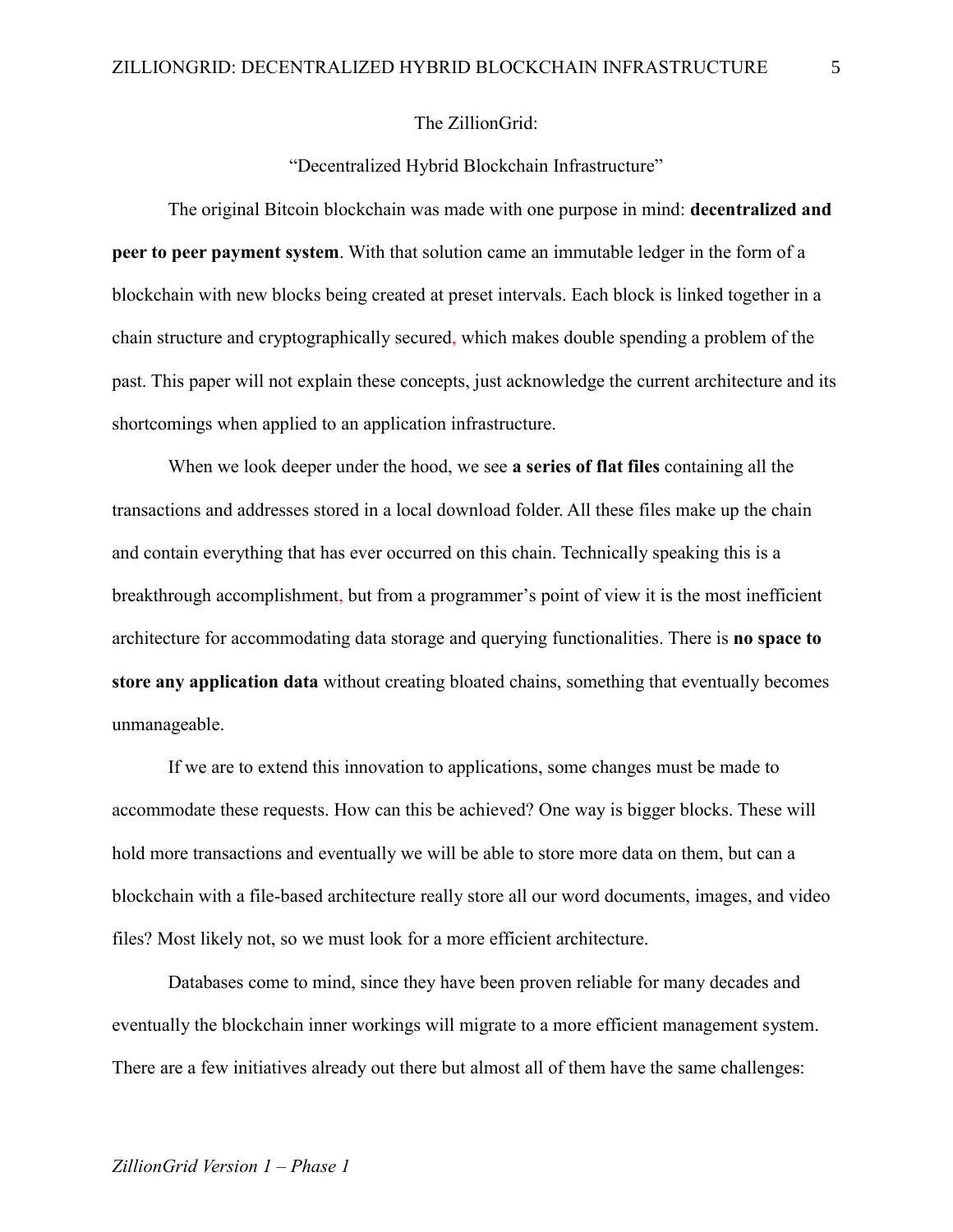# The ZillionGrid:

## "Decentralized Hybrid Blockchain Infrastructure"

The original Bitcoin blockchain was made with one purpose in mind: **decentralized and peer to peer payment system**. With that solution came an immutable ledger in the form of a blockchain with new blocks being created at preset intervals. Each block is linked together in a chain structure and cryptographically secured, which makes double spending a problem of the past. This paper will not explain these concepts, just acknowledge the current architecture and its shortcomings when applied to an application infrastructure.

When we look deeper under the hood, we see **a series of flat files** containing all the transactions and addresses stored in a local download folder. All these files make up the chain and contain everything that has ever occurred on this chain. Technically speaking this is a breakthrough accomplishment, but from a programmer's point of view it is the most inefficient architecture for accommodating data storage and querying functionalities. There is **no space to store any application data** without creating bloated chains, something that eventually becomes unmanageable.

If we are to extend this innovation to applications, some changes must be made to accommodate these requests. How can this be achieved? One way is bigger blocks. These will hold more transactions and eventually we will be able to store more data on them, but can a blockchain with a file-based architecture really store all our word documents, images, and video files? Most likely not, so we must look for a more efficient architecture.

Databases come to mind, since they have been proven reliable for many decades and eventually the blockchain inner workings will migrate to a more efficient management system. There are a few initiatives already out there but almost all of them have the same challenges: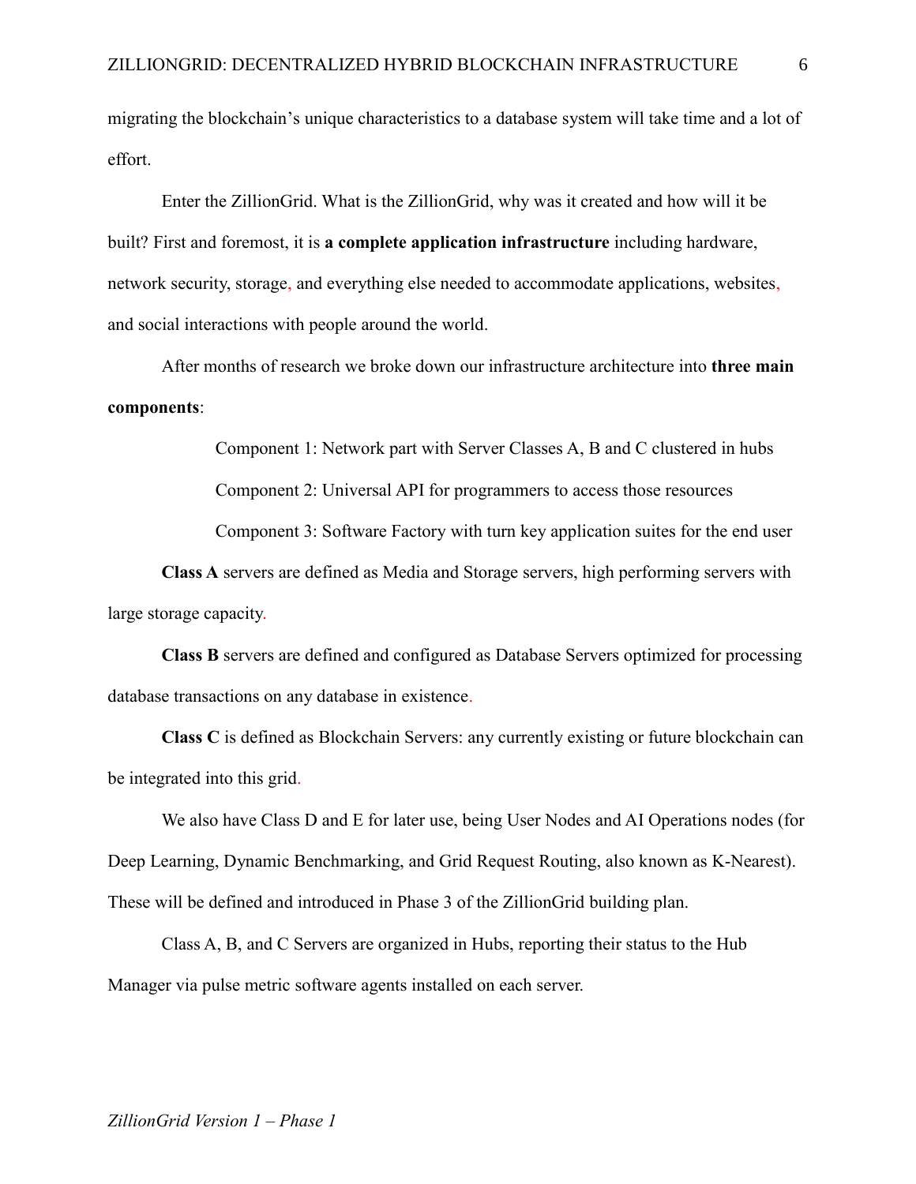migrating the blockchain's unique characteristics to a database system will take time and a lot of effort.

Enter the ZillionGrid. What is the ZillionGrid, why was it created and how will it be built? First and foremost, it is **a complete application infrastructure** including hardware, network security, storage, and everything else needed to accommodate applications, websites, and social interactions with people around the world.

After months of research we broke down our infrastructure architecture into **three main components**:

Component 1: Network part with Server Classes A, B and C clustered in hubs

Component 2: Universal API for programmers to access those resources

Component 3: Software Factory with turn key application suites for the end user

**Class A** servers are defined as Media and Storage servers, high performing servers with large storage capacity.

**Class B** servers are defined and configured as Database Servers optimized for processing database transactions on any database in existence.

**Class C** is defined as Blockchain Servers: any currently existing or future blockchain can be integrated into this grid.

We also have Class D and E for later use, being User Nodes and AI Operations nodes (for Deep Learning, Dynamic Benchmarking, and Grid Request Routing, also known as K-Nearest). These will be defined and introduced in Phase 3 of the ZillionGrid building plan.

Class A, B, and C Servers are organized in Hubs, reporting their status to the Hub Manager via pulse metric software agents installed on each server.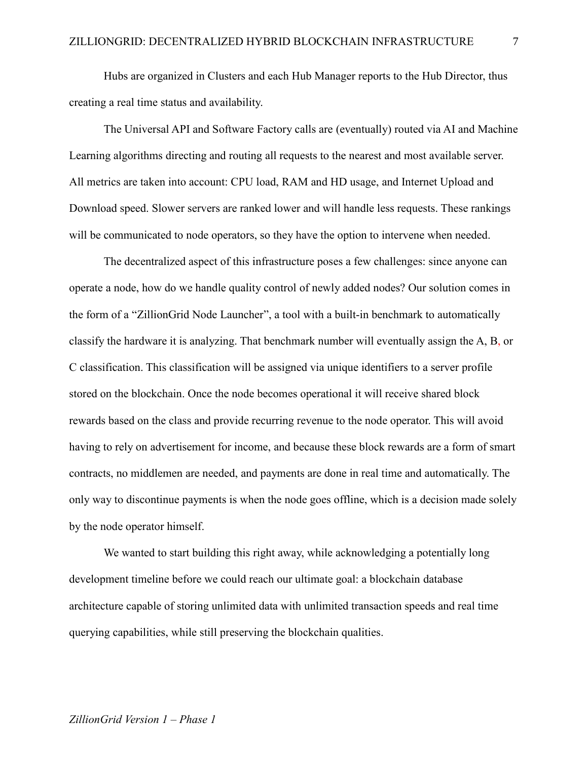Hubs are organized in Clusters and each Hub Manager reports to the Hub Director, thus creating a real time status and availability.

The Universal API and Software Factory calls are (eventually) routed via AI and Machine Learning algorithms directing and routing all requests to the nearest and most available server. All metrics are taken into account: CPU load, RAM and HD usage, and Internet Upload and Download speed. Slower servers are ranked lower and will handle less requests. These rankings will be communicated to node operators, so they have the option to intervene when needed.

The decentralized aspect of this infrastructure poses a few challenges: since anyone can operate a node, how do we handle quality control of newly added nodes? Our solution comes in the form of a "ZillionGrid Node Launcher", a tool with a built-in benchmark to automatically classify the hardware it is analyzing. That benchmark number will eventually assign the A, B, or C classification. This classification will be assigned via unique identifiers to a server profile stored on the blockchain. Once the node becomes operational it will receive shared block rewards based on the class and provide recurring revenue to the node operator. This will avoid having to rely on advertisement for income, and because these block rewards are a form of smart contracts, no middlemen are needed, and payments are done in real time and automatically. The only way to discontinue payments is when the node goes offline, which is a decision made solely by the node operator himself.

We wanted to start building this right away, while acknowledging a potentially long development timeline before we could reach our ultimate goal: a blockchain database architecture capable of storing unlimited data with unlimited transaction speeds and real time querying capabilities, while still preserving the blockchain qualities.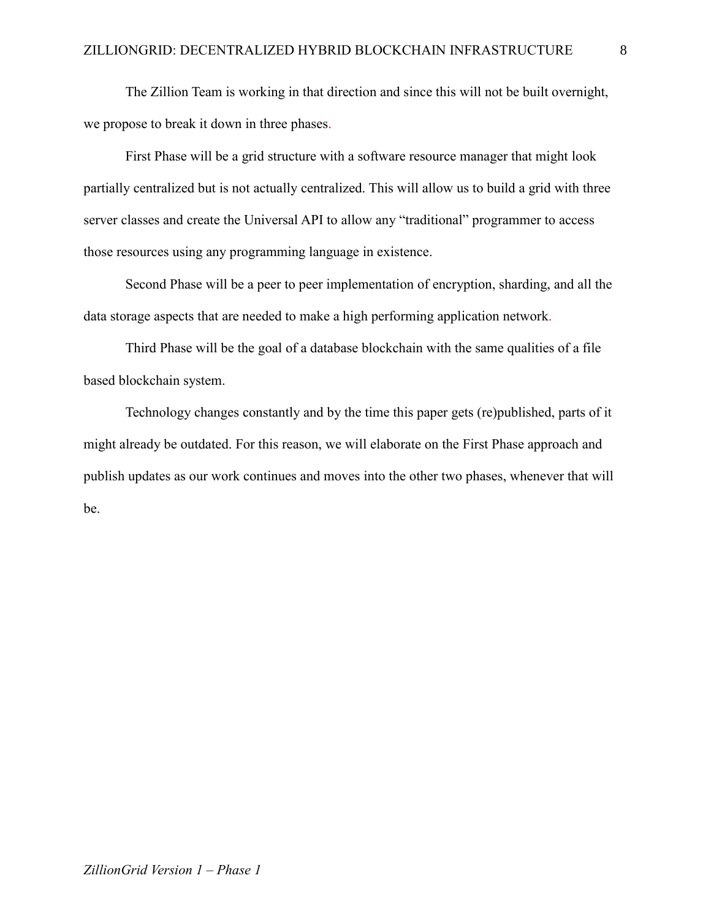The Zillion Team is working in that direction and since this will not be built overnight, we propose to break it down in three phases.

First Phase will be a grid structure with a software resource manager that might look partially centralized but is not actually centralized. This will allow us to build a grid with three server classes and create the Universal API to allow any "traditional" programmer to access those resources using any programming language in existence.

Second Phase will be a peer to peer implementation of encryption, sharding, and all the data storage aspects that are needed to make a high performing application network.

Third Phase will be the goal of a database blockchain with the same qualities of a file based blockchain system.

Technology changes constantly and by the time this paper gets (re)published, parts of it might already be outdated. For this reason, we will elaborate on the First Phase approach and publish updates as our work continues and moves into the other two phases, whenever that will be.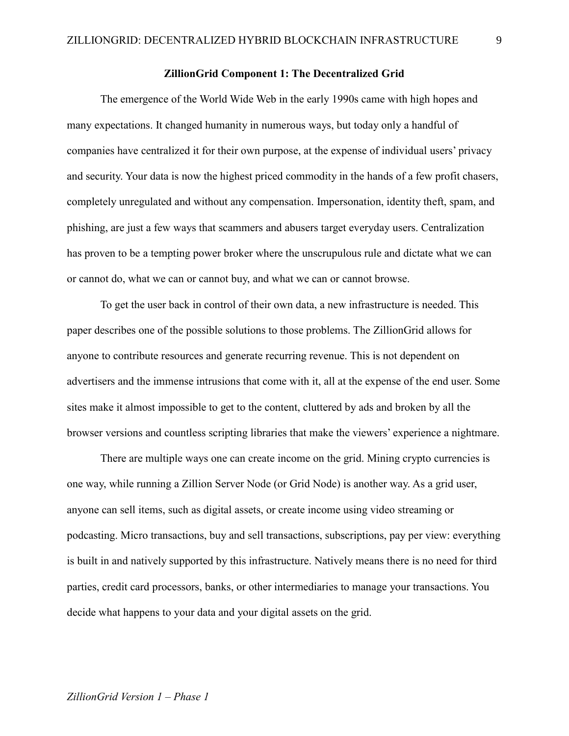## ZillionGrid Component 1: The Decentralized Grid

The emergence of the World Wide Web in the early 1990s came with high hopes and many expectations. It changed humanity in numerous ways, but today only a handful of companies have centralized it for their own purpose, at the expense of individual users' privacy and security. Your data is now the highest priced commodity in the hands of a few profit chasers, completely unregulated and without any compensation. Impersonation, identity theft, spam, and phishing, are just a few ways that scammers and abusers target everyday users. Centralization has proven to be a tempting power broker where the unscrupulous rule and dictate what we can or cannot do, what we can or cannot buy, and what we can or cannot browse.

To get the user back in control of their own data, a new infrastructure is needed. This paper describes one of the possible solutions to those problems. The ZillionGrid allows for anyone to contribute resources and generate recurring revenue. This is not dependent on advertisers and the immense intrusions that come with it, all at the expense of the end user. Some sites make it almost impossible to get to the content, cluttered by ads and broken by all the browser versions and countless scripting libraries that make the viewers' experience a nightmare.

There are multiple ways one can create income on the grid. Mining crypto currencies is one way, while running a Zillion Server Node (or Grid Node) is another way. As a grid user, anyone can sell items, such as digital assets, or create income using video streaming or podcasting. Micro transactions, buy and sell transactions, subscriptions, pay per view: everything is built in and natively supported by this infrastructure. Natively means there is no need for third parties, credit card processors, banks, or other intermediaries to manage your transactions. You decide what happens to your data and your digital assets on the grid.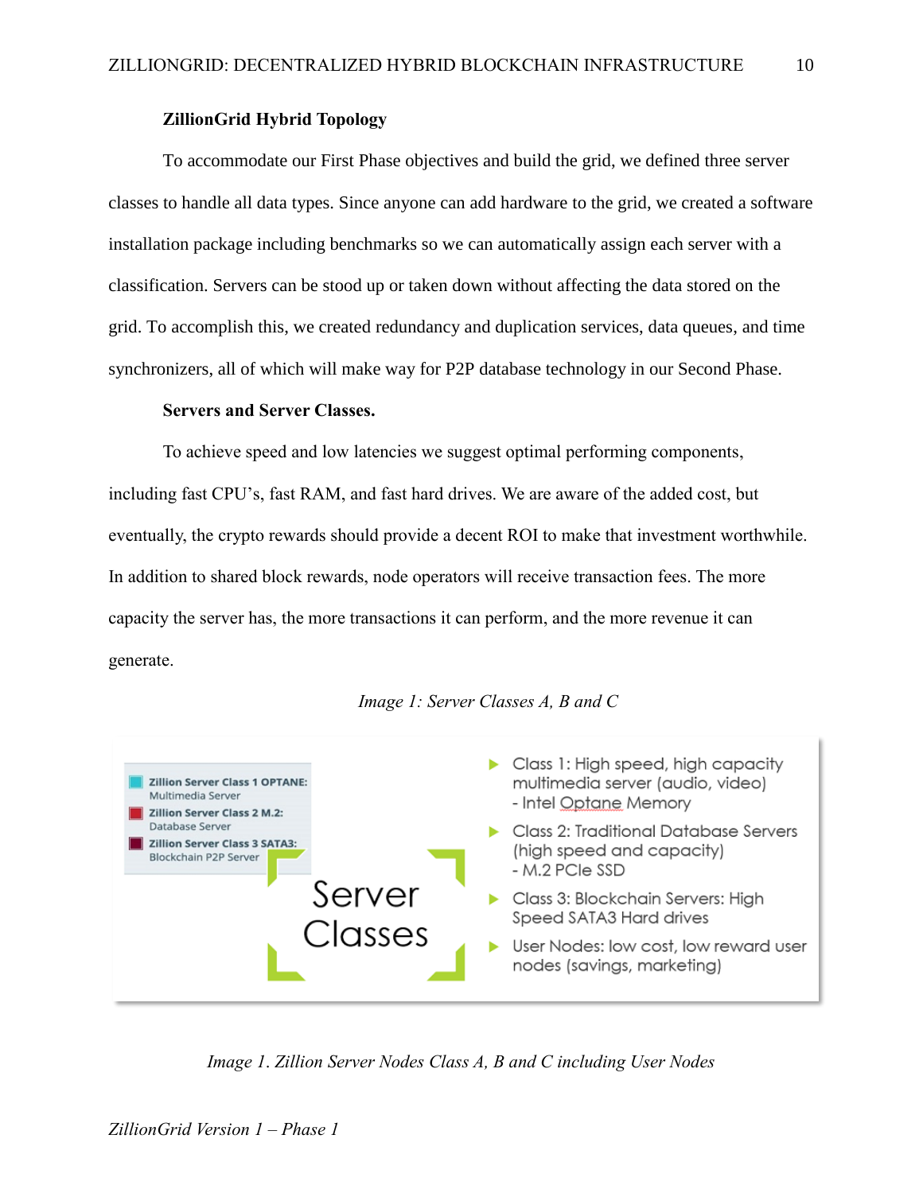## ZillionGrid Hybrid Topology

To accommodate our First Phase objectives and build the grid, we defined three server classes to handle all data types. Since anyone can add hardware to the grid, we created a software installation package including benchmarks so we can automatically assign each server with a classification. Servers can be stood up or taken down without affecting the data stored on the grid. To accomplish this, we created redundancy and duplication services, data queues, and time synchronizers, all of which will make way for P2P database technology in our Second Phase.

### Servers and Server Classes.

To achieve speed and low latencies we suggest optimal performing components, including fast CPU's, fast RAM, and fast hard drives. We are aware of the added cost, but eventually, the crypto rewards should provide a decent ROI to make that investment worthwhile. In addition to shared block rewards, node operators will receive transaction fees. The more capacity the server has, the more transactions it can perform, and the more revenue it can generate.

*Image 1: Server Classes A, B and C*

- **Zillion Server Class 1 OPTANE:** Multimedia Server
- **Zillion Server Class 2 M.2:** Database Server
- **Zillion Server Class 3 SATA3:** Blockchain P2P Server

Server Classes

- Class 1: High speed, high capacity multimedia server (audio, video)
  - Intel Optane Memory
- Class 2: Traditional Database Servers (high speed and capacity)
  - M.2 PCIe SSD
- Class 3: Blockchain Servers: High Speed SATA3 Hard drives
- User Nodes: low cost, low reward user nodes (savings, marketing)

*Image 1. Zillion Server Nodes Class A, B and C including User Nodes*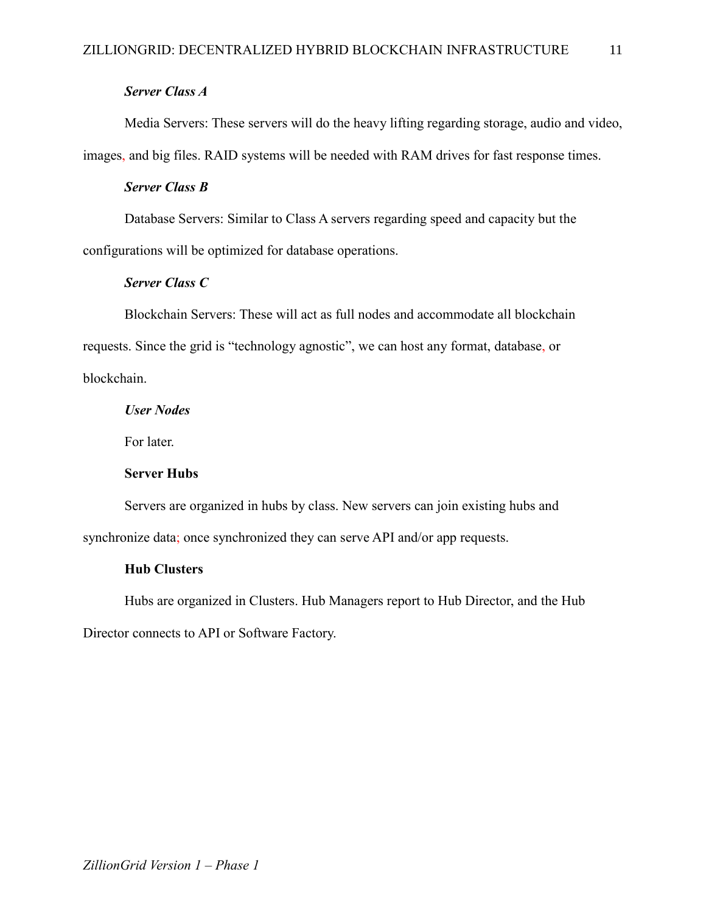#### *Server Class A*

Media Servers: These servers will do the heavy lifting regarding storage, audio and video, images, and big files. RAID systems will be needed with RAM drives for fast response times.

#### *Server Class B*

Database Servers: Similar to Class A servers regarding speed and capacity but the configurations will be optimized for database operations.

#### *Server Class C*

Blockchain Servers: These will act as full nodes and accommodate all blockchain requests. Since the grid is "technology agnostic", we can host any format, database, or blockchain.

#### *User Nodes*

For later.

### Server Hubs

Servers are organized in hubs by class. New servers can join existing hubs and synchronize data; once synchronized they can serve API and/or app requests.

### Hub Clusters

Hubs are organized in Clusters. Hub Managers report to Hub Director, and the Hub Director connects to API or Software Factory.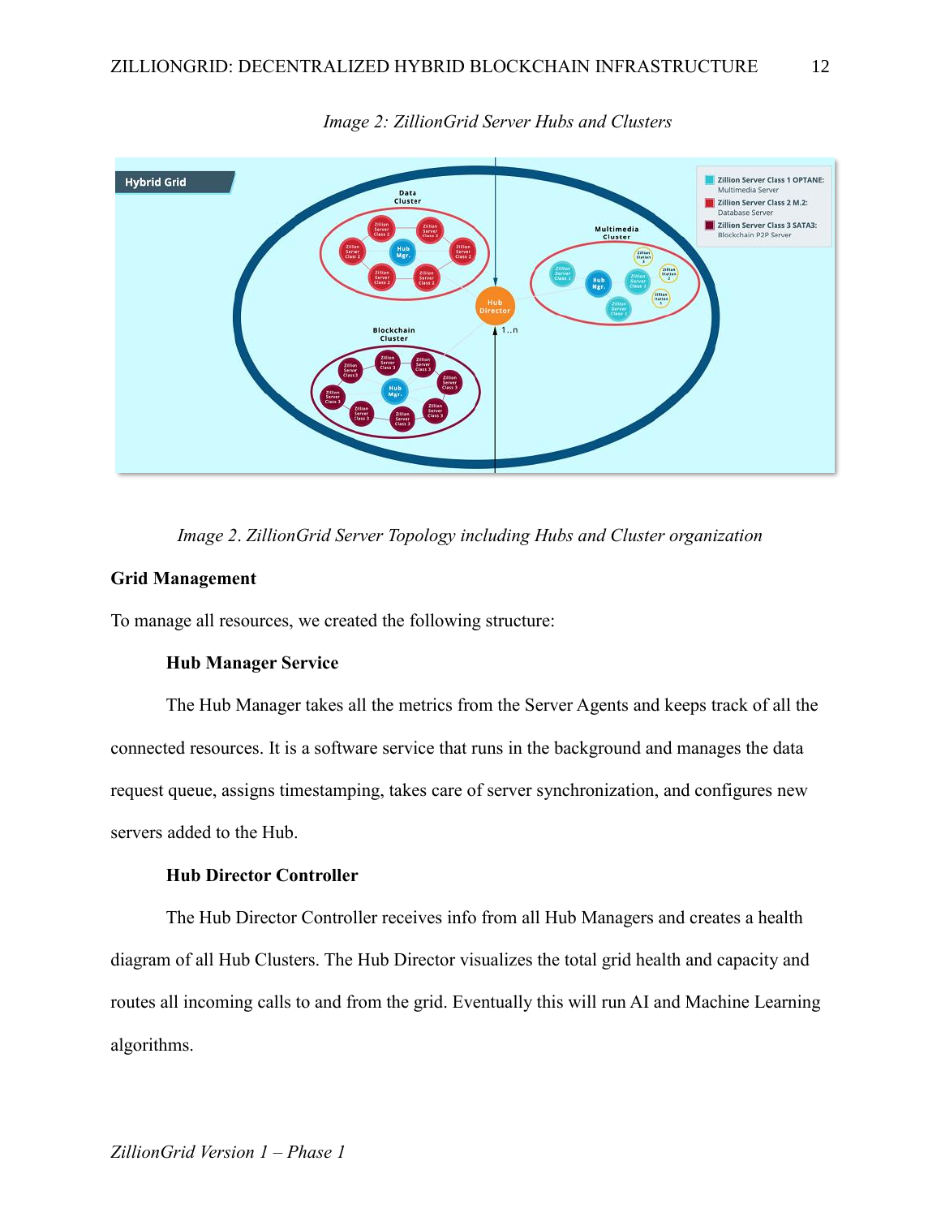*Image 2: ZillionGrid Server Hubs and Clusters*

*Image 2. ZillionGrid Server Topology including Hubs and Cluster organization*

**Grid Management**

To manage all resources, we created the following structure:

**Hub Manager Service**

The Hub Manager takes all the metrics from the Server Agents and keeps track of all the connected resources. It is a software service that runs in the background and manages the data request queue, assigns timestamping, takes care of server synchronization, and configures new servers added to the Hub.

**Hub Director Controller**

The Hub Director Controller receives info from all Hub Managers and creates a health diagram of all Hub Clusters. The Hub Director visualizes the total grid health and capacity and routes all incoming calls to and from the grid. Eventually this will run AI and Machine Learning algorithms.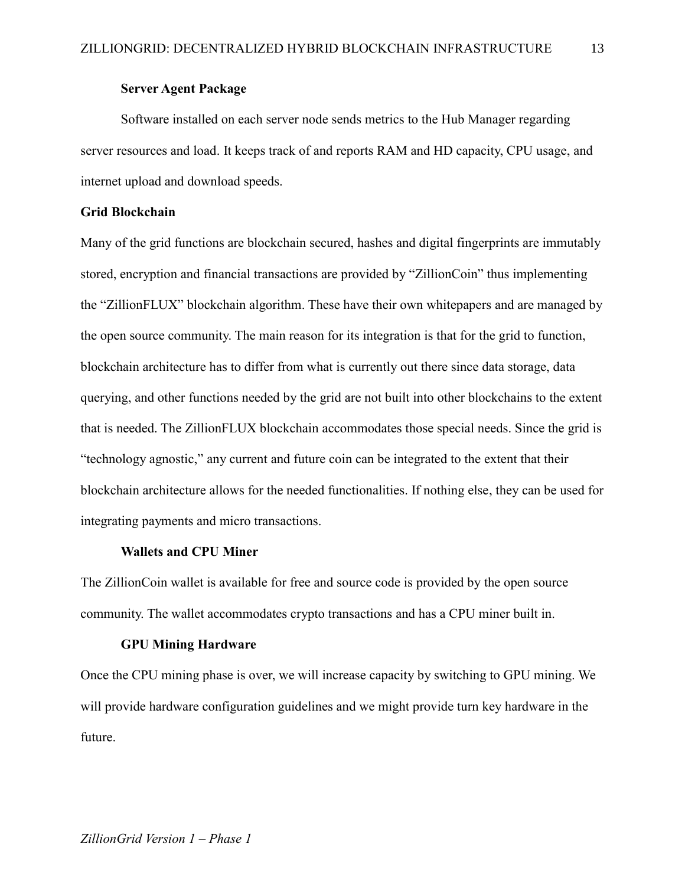### Server Agent Package

Software installed on each server node sends metrics to the Hub Manager regarding server resources and load. It keeps track of and reports RAM and HD capacity, CPU usage, and internet upload and download speeds.

## Grid Blockchain

Many of the grid functions are blockchain secured, hashes and digital fingerprints are immutably stored, encryption and financial transactions are provided by "ZillionCoin" thus implementing the "ZillionFLUX" blockchain algorithm. These have their own whitepapers and are managed by the open source community. The main reason for its integration is that for the grid to function, blockchain architecture has to differ from what is currently out there since data storage, data querying, and other functions needed by the grid are not built into other blockchains to the extent that is needed. The ZillionFLUX blockchain accommodates those special needs. Since the grid is "technology agnostic," any current and future coin can be integrated to the extent that their blockchain architecture allows for the needed functionalities. If nothing else, they can be used for integrating payments and micro transactions.

### Wallets and CPU Miner

The ZillionCoin wallet is available for free and source code is provided by the open source community. The wallet accommodates crypto transactions and has a CPU miner built in.

### GPU Mining Hardware

Once the CPU mining phase is over, we will increase capacity by switching to GPU mining. We will provide hardware configuration guidelines and we might provide turn key hardware in the future.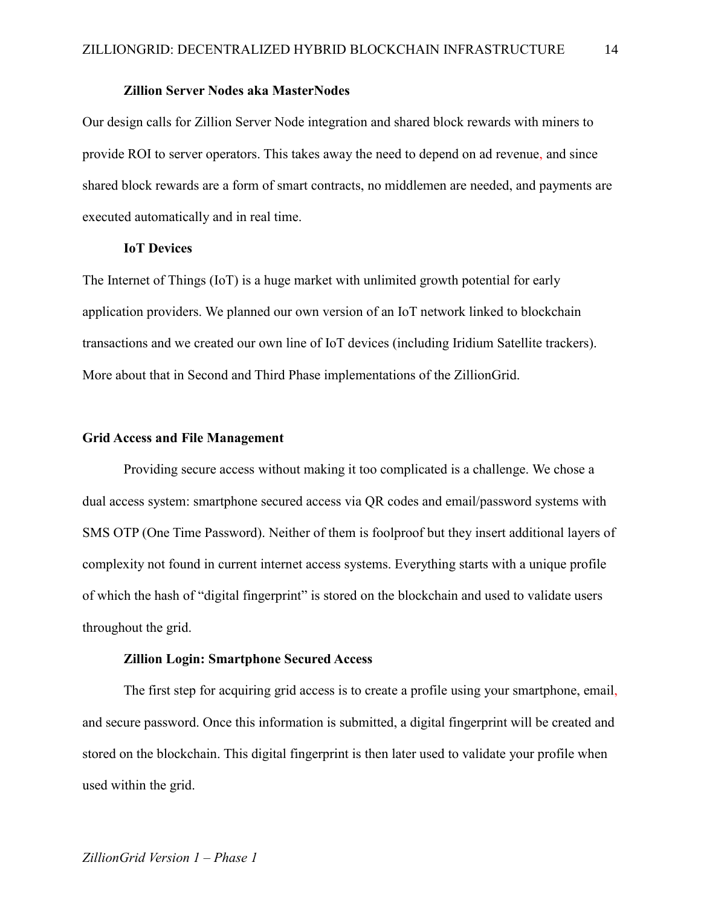### Zillion Server Nodes aka MasterNodes

Our design calls for Zillion Server Node integration and shared block rewards with miners to provide ROI to server operators. This takes away the need to depend on ad revenue, and since shared block rewards are a form of smart contracts, no middlemen are needed, and payments are executed automatically and in real time.

### IoT Devices

The Internet of Things (IoT) is a huge market with unlimited growth potential for early application providers. We planned our own version of an IoT network linked to blockchain transactions and we created our own line of IoT devices (including Iridium Satellite trackers). More about that in Second and Third Phase implementations of the ZillionGrid.

## Grid Access and File Management

Providing secure access without making it too complicated is a challenge. We chose a dual access system: smartphone secured access via QR codes and email/password systems with SMS OTP (One Time Password). Neither of them is foolproof but they insert additional layers of complexity not found in current internet access systems. Everything starts with a unique profile of which the hash of "digital fingerprint" is stored on the blockchain and used to validate users throughout the grid.

### Zillion Login: Smartphone Secured Access

The first step for acquiring grid access is to create a profile using your smartphone, email, and secure password. Once this information is submitted, a digital fingerprint will be created and stored on the blockchain. This digital fingerprint is then later used to validate your profile when used within the grid.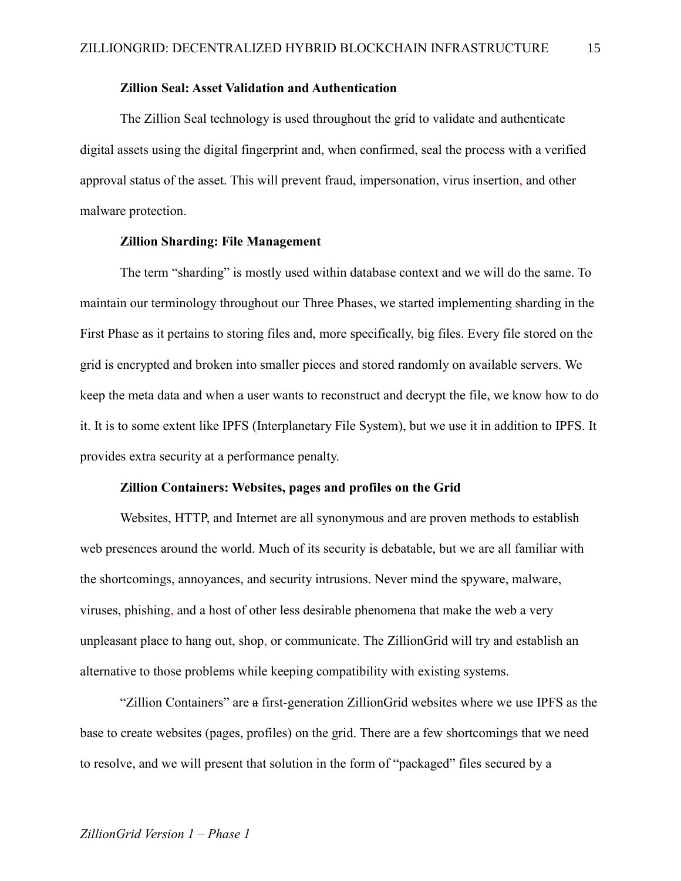### Zillion Seal: Asset Validation and Authentication

The Zillion Seal technology is used throughout the grid to validate and authenticate digital assets using the digital fingerprint and, when confirmed, seal the process with a verified approval status of the asset. This will prevent fraud, impersonation, virus insertion, and other malware protection.

### Zillion Sharding: File Management

The term "sharding" is mostly used within database context and we will do the same. To maintain our terminology throughout our Three Phases, we started implementing sharding in the First Phase as it pertains to storing files and, more specifically, big files. Every file stored on the grid is encrypted and broken into smaller pieces and stored randomly on available servers. We keep the meta data and when a user wants to reconstruct and decrypt the file, we know how to do it. It is to some extent like IPFS (Interplanetary File System), but we use it in addition to IPFS. It provides extra security at a performance penalty.

### Zillion Containers: Websites, pages and profiles on the Grid

Websites, HTTP, and Internet are all synonymous and are proven methods to establish web presences around the world. Much of its security is debatable, but we are all familiar with the shortcomings, annoyances, and security intrusions. Never mind the spyware, malware, viruses, phishing, and a host of other less desirable phenomena that make the web a very unpleasant place to hang out, shop, or communicate. The ZillionGrid will try and establish an alternative to those problems while keeping compatibility with existing systems.

"Zillion Containers" are ~~a~~ first-generation ZillionGrid websites where we use IPFS as the base to create websites (pages, profiles) on the grid. There are a few shortcomings that we need to resolve, and we will present that solution in the form of "packaged" files secured by a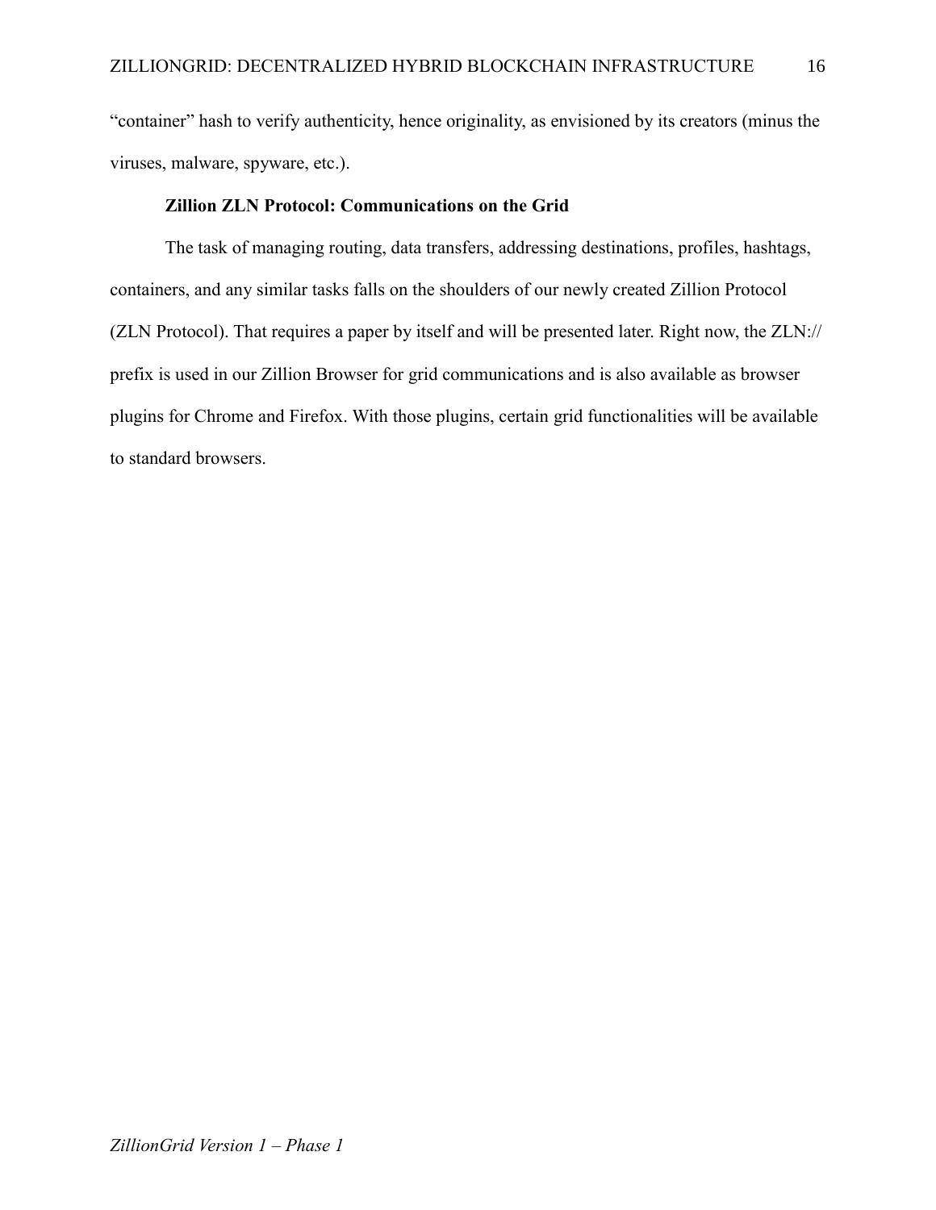"container" hash to verify authenticity, hence originality, as envisioned by its creators (minus the viruses, malware, spyware, etc.).

### Zillion ZLN Protocol: Communications on the Grid

The task of managing routing, data transfers, addressing destinations, profiles, hashtags, containers, and any similar tasks falls on the shoulders of our newly created Zillion Protocol (ZLN Protocol). That requires a paper by itself and will be presented later. Right now, the ZLN:// prefix is used in our Zillion Browser for grid communications and is also available as browser plugins for Chrome and Firefox. With those plugins, certain grid functionalities will be available to standard browsers.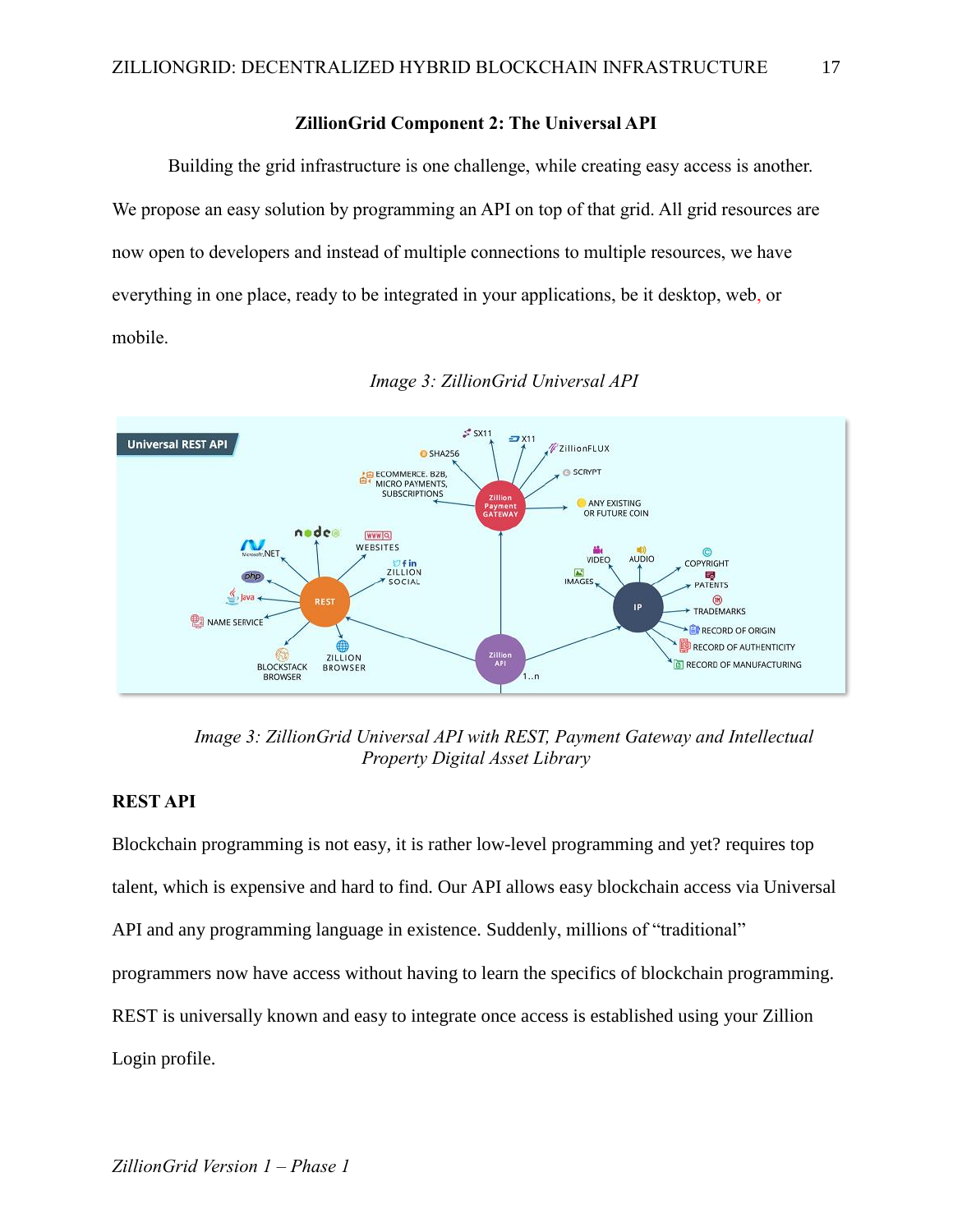## ZillionGrid Component 2: The Universal API

Building the grid infrastructure is one challenge, while creating easy access is another. We propose an easy solution by programming an API on top of that grid. All grid resources are now open to developers and instead of multiple connections to multiple resources, we have everything in one place, ready to be integrated in your applications, be it desktop, web, or mobile.

*Image 3: ZillionGrid Universal API*

*Image 3: ZillionGrid Universal API with REST, Payment Gateway and Intellectual Property Digital Asset Library*

### REST API

Blockchain programming is not easy, it is rather low-level programming and yet? requires top talent, which is expensive and hard to find. Our API allows easy blockchain access via Universal API and any programming language in existence. Suddenly, millions of "traditional" programmers now have access without having to learn the specifics of blockchain programming. REST is universally known and easy to integrate once access is established using your Zillion Login profile.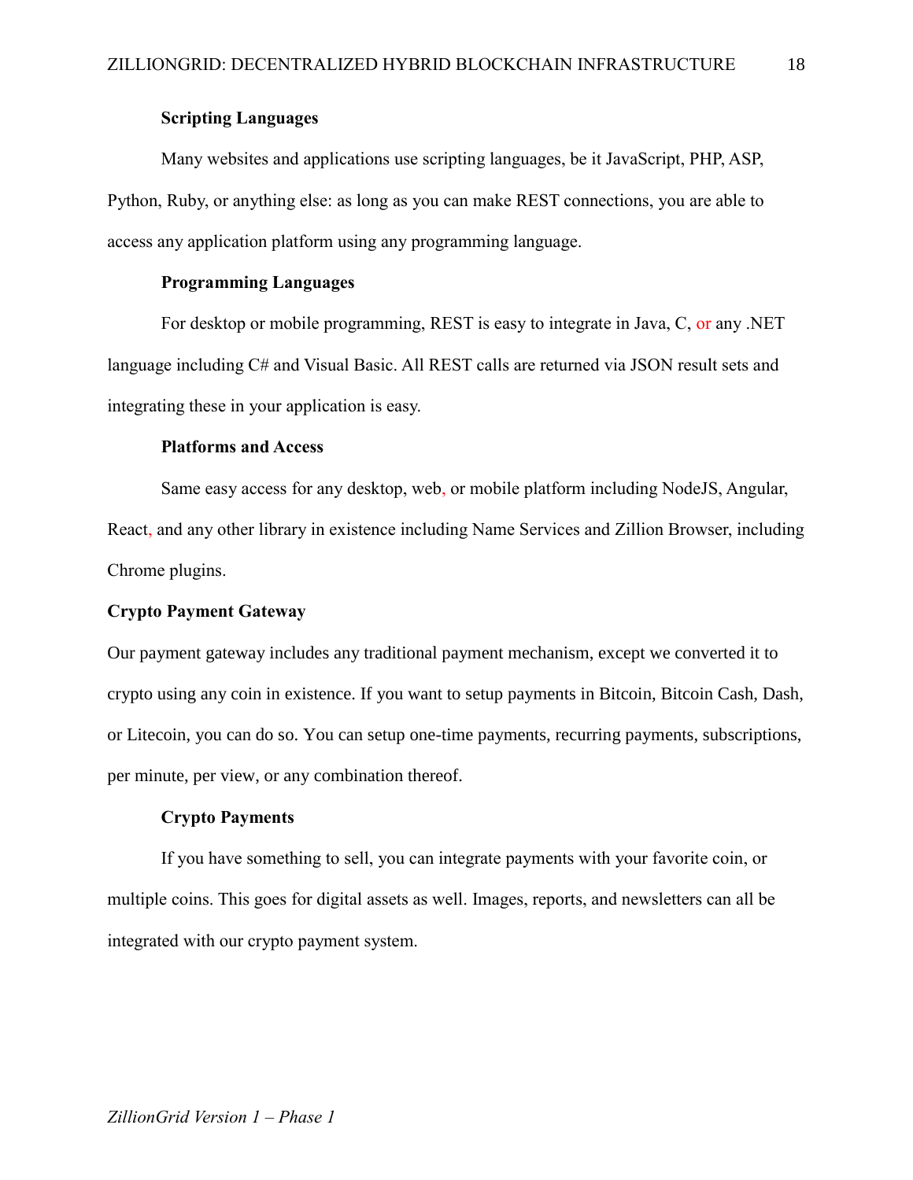#### Scripting Languages

Many websites and applications use scripting languages, be it JavaScript, PHP, ASP, Python, Ruby, or anything else: as long as you can make REST connections, you are able to access any application platform using any programming language.

#### Programming Languages

For desktop or mobile programming, REST is easy to integrate in Java, C, or any .NET language including C# and Visual Basic. All REST calls are returned via JSON result sets and integrating these in your application is easy.

#### Platforms and Access

Same easy access for any desktop, web, or mobile platform including NodeJS, Angular, React, and any other library in existence including Name Services and Zillion Browser, including Chrome plugins.

### Crypto Payment Gateway

Our payment gateway includes any traditional payment mechanism, except we converted it to crypto using any coin in existence. If you want to setup payments in Bitcoin, Bitcoin Cash, Dash, or Litecoin, you can do so. You can setup one-time payments, recurring payments, subscriptions, per minute, per view, or any combination thereof.

#### Crypto Payments

If you have something to sell, you can integrate payments with your favorite coin, or multiple coins. This goes for digital assets as well. Images, reports, and newsletters can all be integrated with our crypto payment system.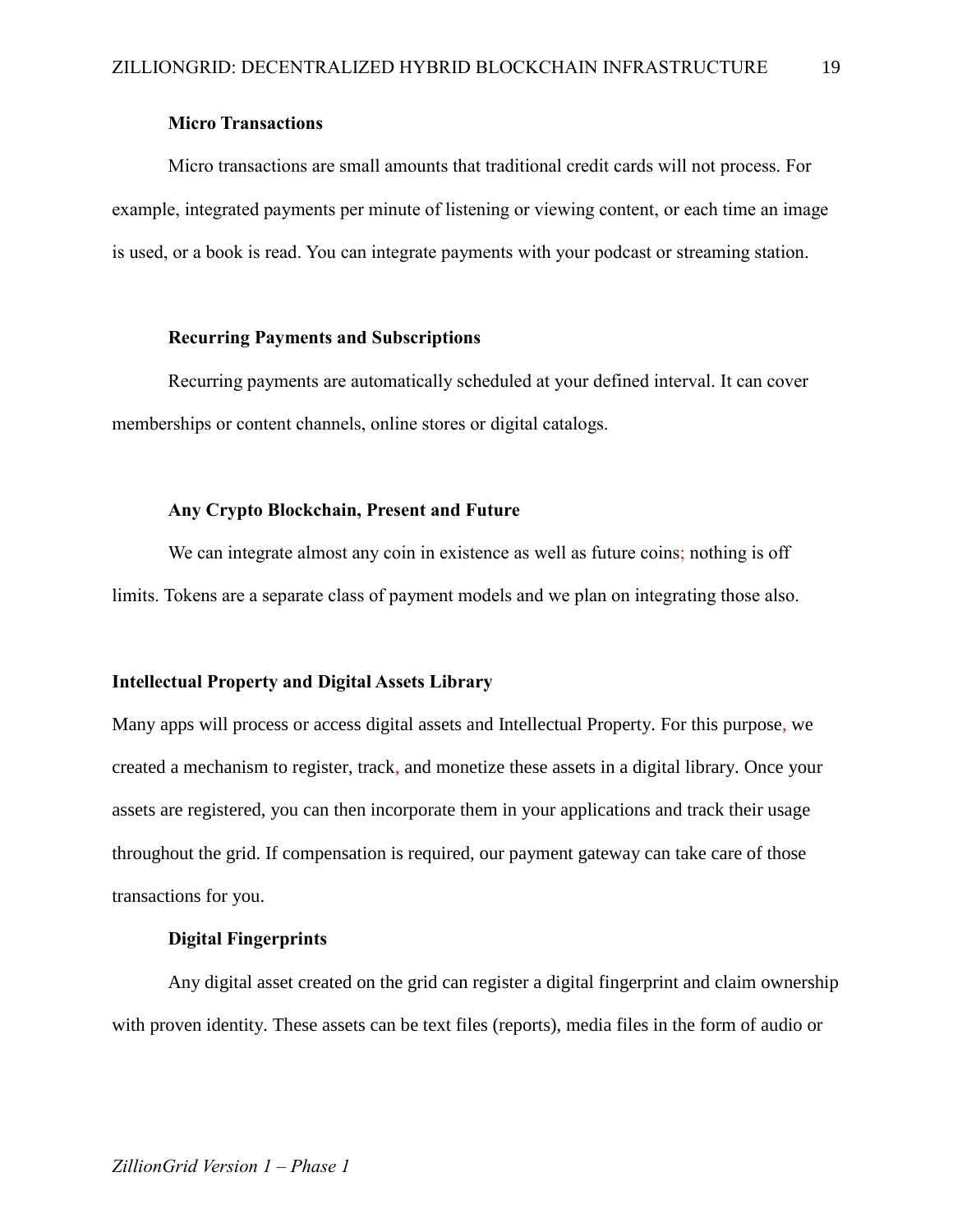#### Micro Transactions

Micro transactions are small amounts that traditional credit cards will not process. For example, integrated payments per minute of listening or viewing content, or each time an image is used, or a book is read. You can integrate payments with your podcast or streaming station.

#### Recurring Payments and Subscriptions

Recurring payments are automatically scheduled at your defined interval. It can cover memberships or content channels, online stores or digital catalogs.

#### Any Crypto Blockchain, Present and Future

We can integrate almost any coin in existence as well as future coins; nothing is off limits. Tokens are a separate class of payment models and we plan on integrating those also.

### Intellectual Property and Digital Assets Library

Many apps will process or access digital assets and Intellectual Property. For this purpose, we created a mechanism to register, track, and monetize these assets in a digital library. Once your assets are registered, you can then incorporate them in your applications and track their usage throughout the grid. If compensation is required, our payment gateway can take care of those transactions for you.

#### Digital Fingerprints

Any digital asset created on the grid can register a digital fingerprint and claim ownership with proven identity. These assets can be text files (reports), media files in the form of audio or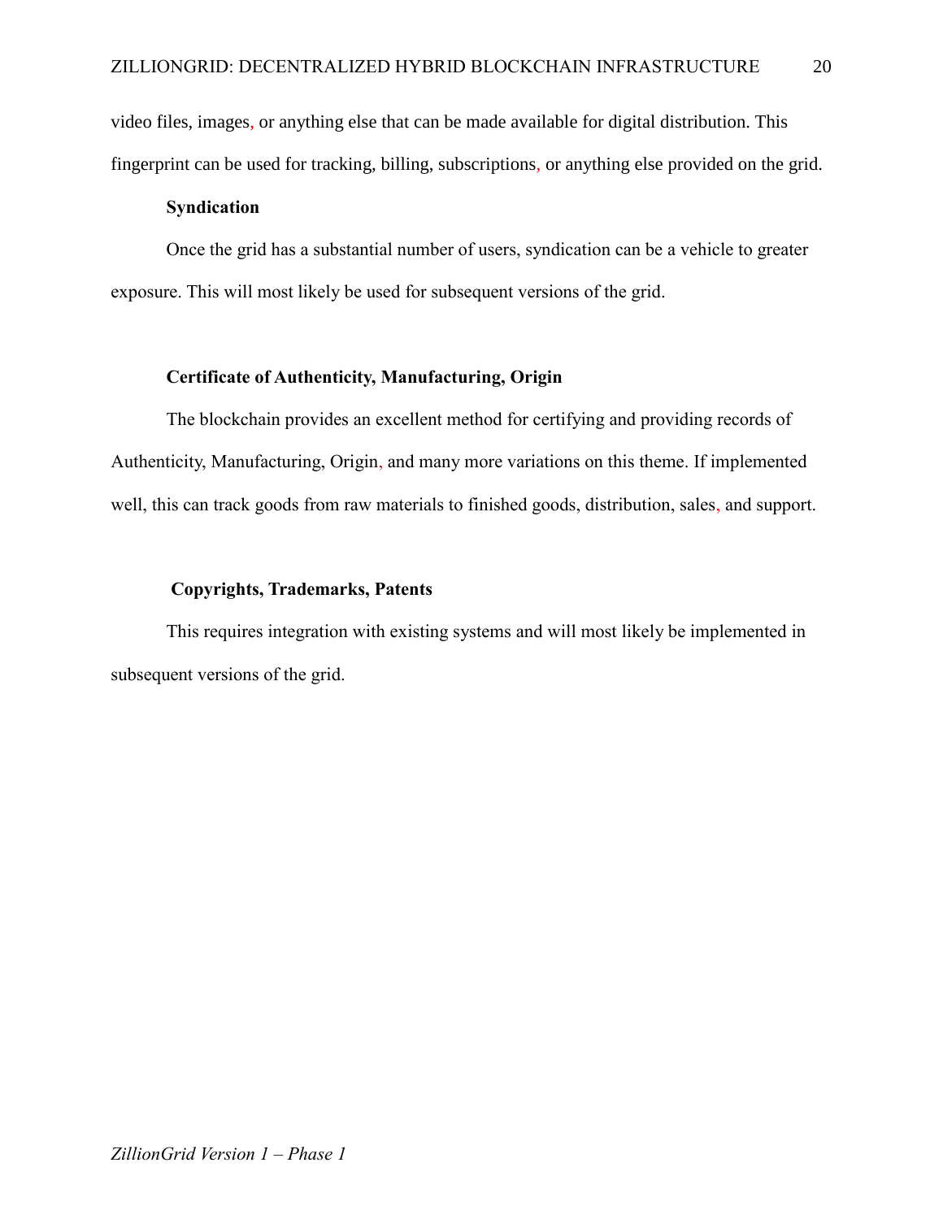video files, images, or anything else that can be made available for digital distribution. This fingerprint can be used for tracking, billing, subscriptions, or anything else provided on the grid.

### Syndication

Once the grid has a substantial number of users, syndication can be a vehicle to greater exposure. This will most likely be used for subsequent versions of the grid.

### Certificate of Authenticity, Manufacturing, Origin

The blockchain provides an excellent method for certifying and providing records of Authenticity, Manufacturing, Origin, and many more variations on this theme. If implemented well, this can track goods from raw materials to finished goods, distribution, sales, and support.

### Copyrights, Trademarks, Patents

This requires integration with existing systems and will most likely be implemented in subsequent versions of the grid.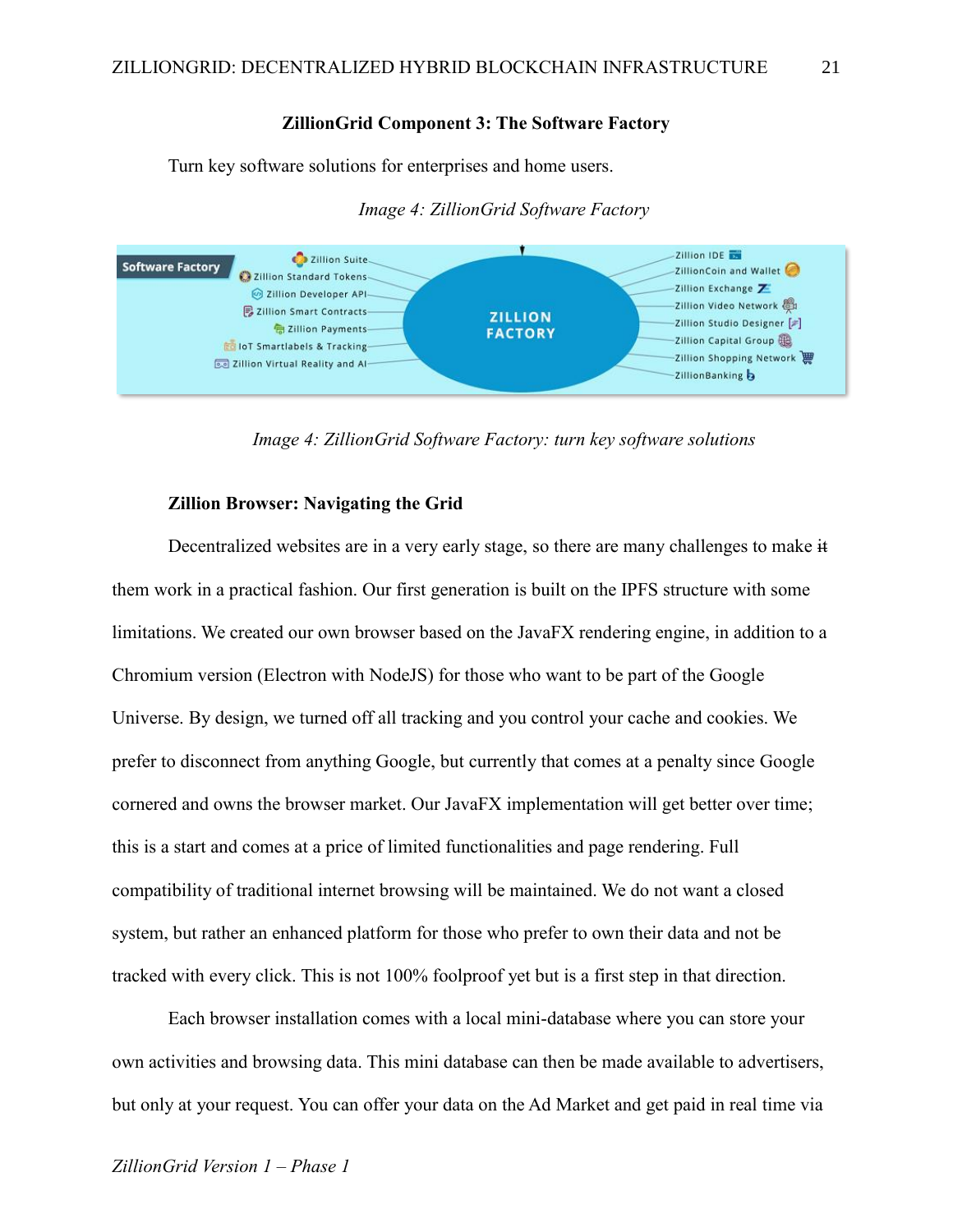**ZillionGrid Component 3: The Software Factory**

Turn key software solutions for enterprises and home users.

*Image 4: ZillionGrid Software Factory*

*Image 4: ZillionGrid Software Factory: turn key software solutions*

**Zillion Browser: Navigating the Grid**

Decentralized websites are in a very early stage, so there are many challenges to make ~~it~~ them work in a practical fashion. Our first generation is built on the IPFS structure with some limitations. We created our own browser based on the JavaFX rendering engine, in addition to a Chromium version (Electron with NodeJS) for those who want to be part of the Google Universe. By design, we turned off all tracking and you control your cache and cookies. We prefer to disconnect from anything Google, but currently that comes at a penalty since Google cornered and owns the browser market. Our JavaFX implementation will get better over time; this is a start and comes at a price of limited functionalities and page rendering. Full compatibility of traditional internet browsing will be maintained. We do not want a closed system, but rather an enhanced platform for those who prefer to own their data and not be tracked with every click. This is not 100% foolproof yet but is a first step in that direction.

Each browser installation comes with a local mini-database where you can store your own activities and browsing data. This mini database can then be made available to advertisers, but only at your request. You can offer your data on the Ad Market and get paid in real time via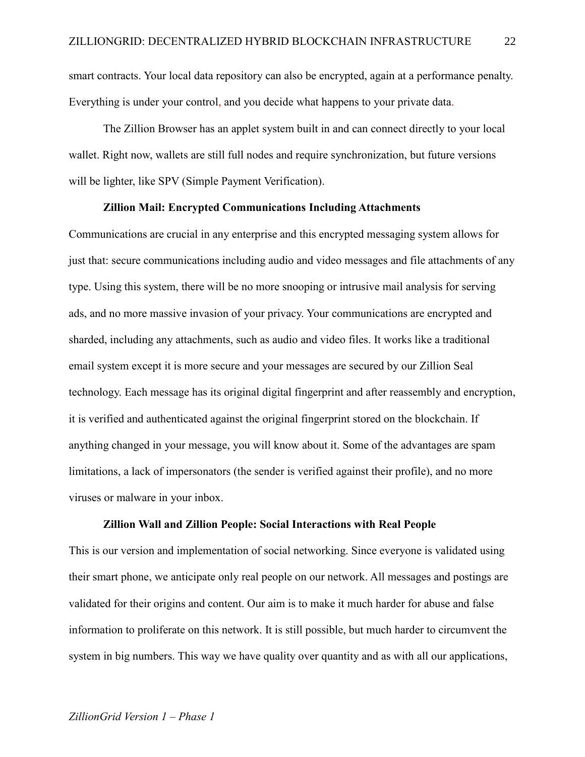smart contracts. Your local data repository can also be encrypted, again at a performance penalty. Everything is under your control, and you decide what happens to your private data.

The Zillion Browser has an applet system built in and can connect directly to your local wallet. Right now, wallets are still full nodes and require synchronization, but future versions will be lighter, like SPV (Simple Payment Verification).

### Zillion Mail: Encrypted Communications Including Attachments

Communications are crucial in any enterprise and this encrypted messaging system allows for just that: secure communications including audio and video messages and file attachments of any type. Using this system, there will be no more snooping or intrusive mail analysis for serving ads, and no more massive invasion of your privacy. Your communications are encrypted and sharded, including any attachments, such as audio and video files. It works like a traditional email system except it is more secure and your messages are secured by our Zillion Seal technology. Each message has its original digital fingerprint and after reassembly and encryption, it is verified and authenticated against the original fingerprint stored on the blockchain. If anything changed in your message, you will know about it. Some of the advantages are spam limitations, a lack of impersonators (the sender is verified against their profile), and no more viruses or malware in your inbox.

### Zillion Wall and Zillion People: Social Interactions with Real People

This is our version and implementation of social networking. Since everyone is validated using their smart phone, we anticipate only real people on our network. All messages and postings are validated for their origins and content. Our aim is to make it much harder for abuse and false information to proliferate on this network. It is still possible, but much harder to circumvent the system in big numbers. This way we have quality over quantity and as with all our applications,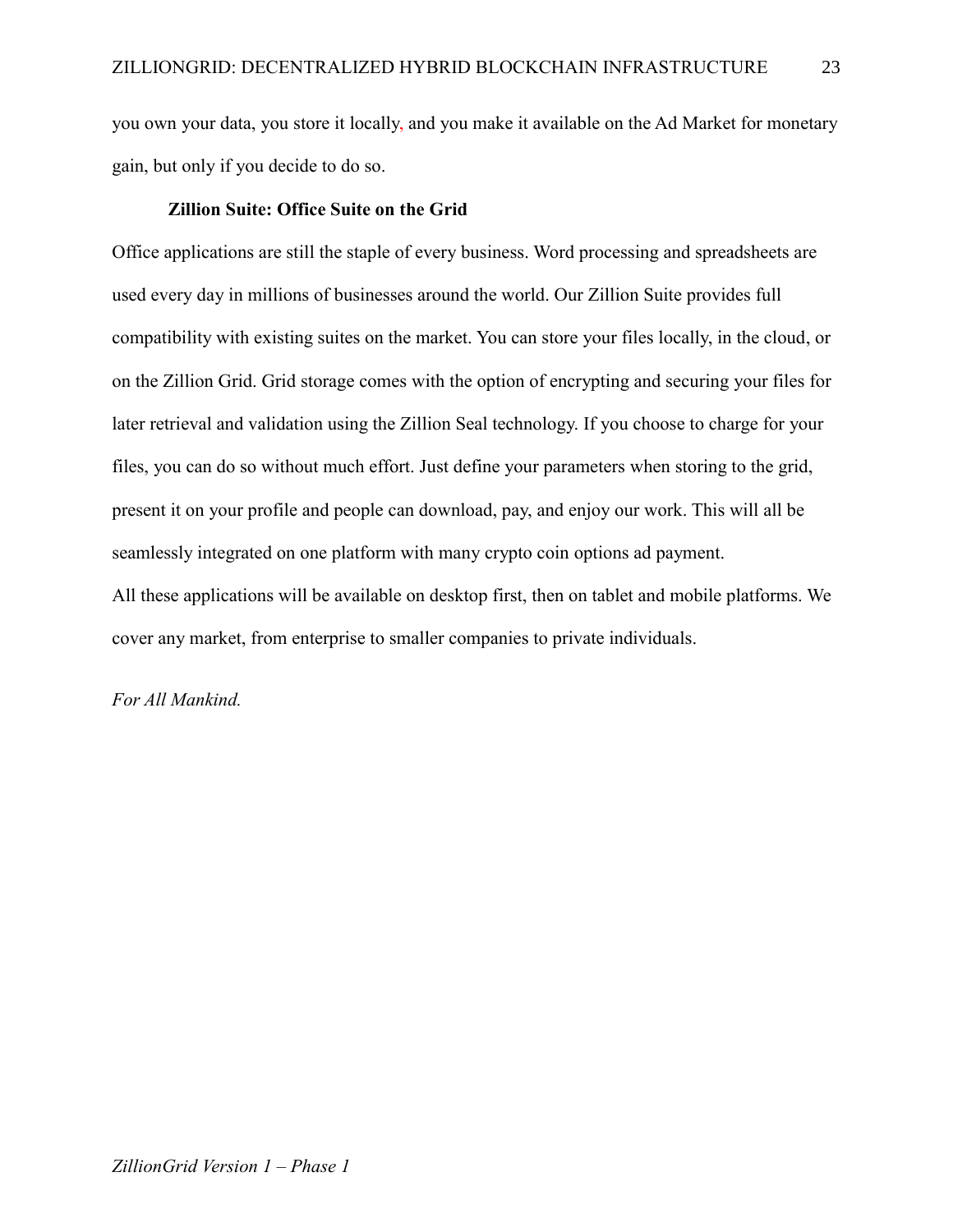you own your data, you store it locally, and you make it available on the Ad Market for monetary gain, but only if you decide to do so.

### Zillion Suite: Office Suite on the Grid

Office applications are still the staple of every business. Word processing and spreadsheets are used every day in millions of businesses around the world. Our Zillion Suite provides full compatibility with existing suites on the market. You can store your files locally, in the cloud, or on the Zillion Grid. Grid storage comes with the option of encrypting and securing your files for later retrieval and validation using the Zillion Seal technology. If you choose to charge for your files, you can do so without much effort. Just define your parameters when storing to the grid, present it on your profile and people can download, pay, and enjoy our work. This will all be seamlessly integrated on one platform with many crypto coin options ad payment.

All these applications will be available on desktop first, then on tablet and mobile platforms. We cover any market, from enterprise to smaller companies to private individuals.

*For All Mankind.*